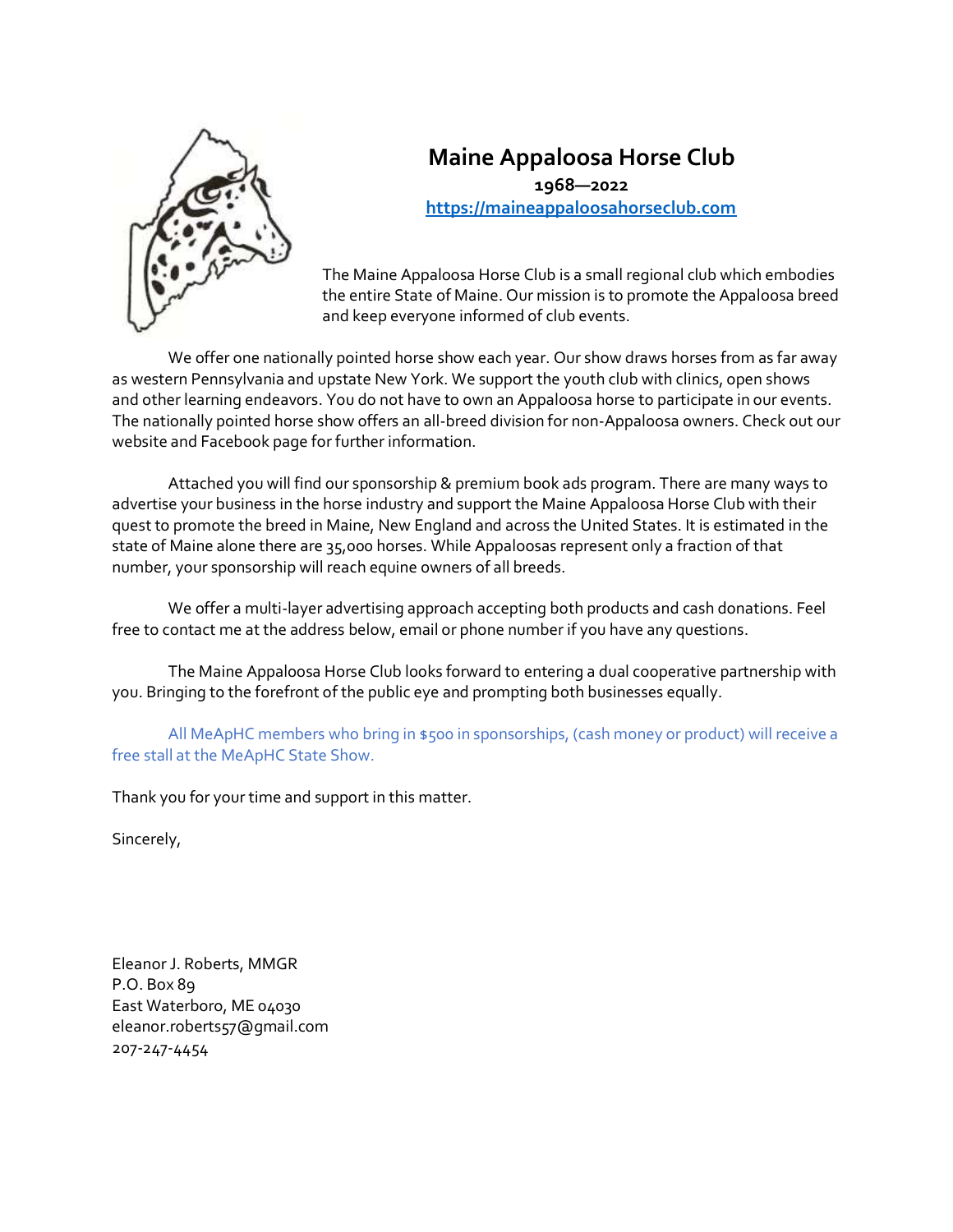# Maine Appaloosa Horse Club

**1968—2022**

[https://maineappaloosahorseclub.com](https://maineappaloosahorseclub.com)

The Maine Appaloosa Horse Club is a small regional club which embodies the entire State of Maine. Our mission is to promote the Appaloosa breed and keep everyone informed of club events.

We offer one nationally pointed horse show each year. Our show draws horses from as far away as western Pennsylvania and upstate New York. We support the youth club with clinics, open shows and other learning endeavors. You do not have to own an Appaloosa horse to participate in our events. The nationally pointed horse show offers an all-breed division for non-Appaloosa owners. Check out our website and Facebook page for further information.

Attached you will find our sponsorship & premium book ads program. There are many ways to advertise your business in the horse industry and support the Maine Appaloosa Horse Club with their quest to promote the breed in Maine, New England and across the United States. It is estimated in the state of Maine alone there are 35,000 horses. While Appaloosas represent only a fraction of that number, your sponsorship will reach equine owners of all breeds.

We offer a multi-layer advertising approach accepting both products and cash donations. Feel free to contact me at the address below, email or phone number if you have any questions.

The Maine Appaloosa Horse Club looks forward to entering a dual cooperative partnership with you. Bringing to the forefront of the public eye and prompting both businesses equally.

All MeApHC members who bring in $500 in sponsorships, (cash money or product) will receive a free stall at the MeApHC State Show.

Thank you for your time and support in this matter.

Sincerely,

Eleanor J. Roberts, MMGR
P.O. Box 89
East Waterboro, ME 04030
eleanor.roberts57@gmail.com
207-247-4454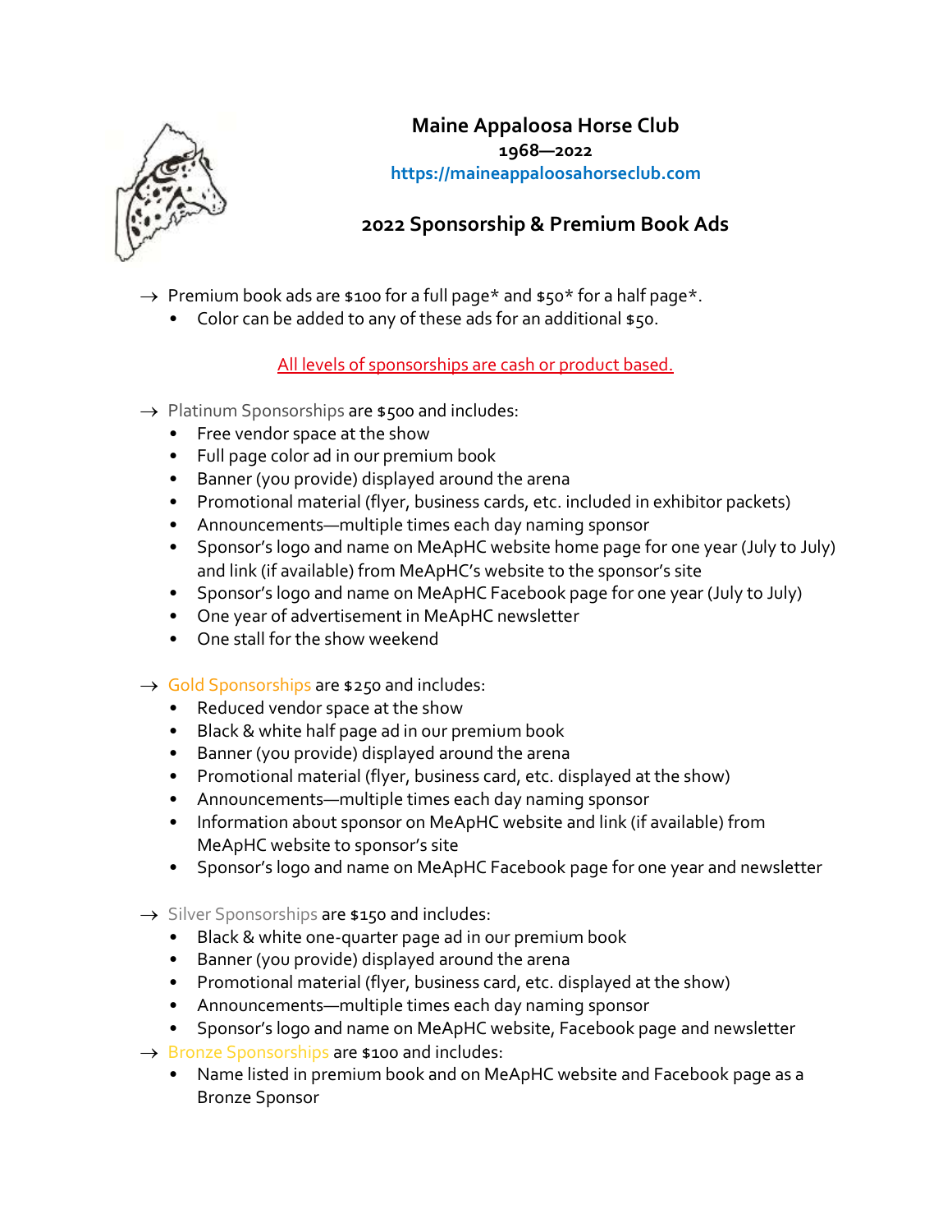# Maine Appaloosa Horse Club

**1968—2022**

**https://maineappaloosahorseclub.com**

## 2022 Sponsorship & Premium Book Ads

→ Premium book ads are $100 for a full page* and $50* for a half page*.
- Color can be added to any of these ads for an additional $50.

All levels of sponsorships are cash or product based.

→ Platinum Sponsorships are $500 and includes:
- Free vendor space at the show
- Full page color ad in our premium book
- Banner (you provide) displayed around the arena
- Promotional material (flyer, business cards, etc. included in exhibitor packets)
- Announcements—multiple times each day naming sponsor
- Sponsor's logo and name on MeApHC website home page for one year (July to July) and link (if available) from MeApHC's website to the sponsor's site
- Sponsor's logo and name on MeApHC Facebook page for one year (July to July)
- One year of advertisement in MeApHC newsletter
- One stall for the show weekend

→ Gold Sponsorships are $250 and includes:
- Reduced vendor space at the show
- Black & white half page ad in our premium book
- Banner (you provide) displayed around the arena
- Promotional material (flyer, business card, etc. displayed at the show)
- Announcements—multiple times each day naming sponsor
- Information about sponsor on MeApHC website and link (if available) from MeApHC website to sponsor's site
- Sponsor's logo and name on MeApHC Facebook page for one year and newsletter

→ Silver Sponsorships are $150 and includes:
- Black & white one-quarter page ad in our premium book
- Banner (you provide) displayed around the arena
- Promotional material (flyer, business card, etc. displayed at the show)
- Announcements—multiple times each day naming sponsor
- Sponsor's logo and name on MeApHC website, Facebook page and newsletter

→ Bronze Sponsorships are $100 and includes:
- Name listed in premium book and on MeApHC website and Facebook page as a Bronze Sponsor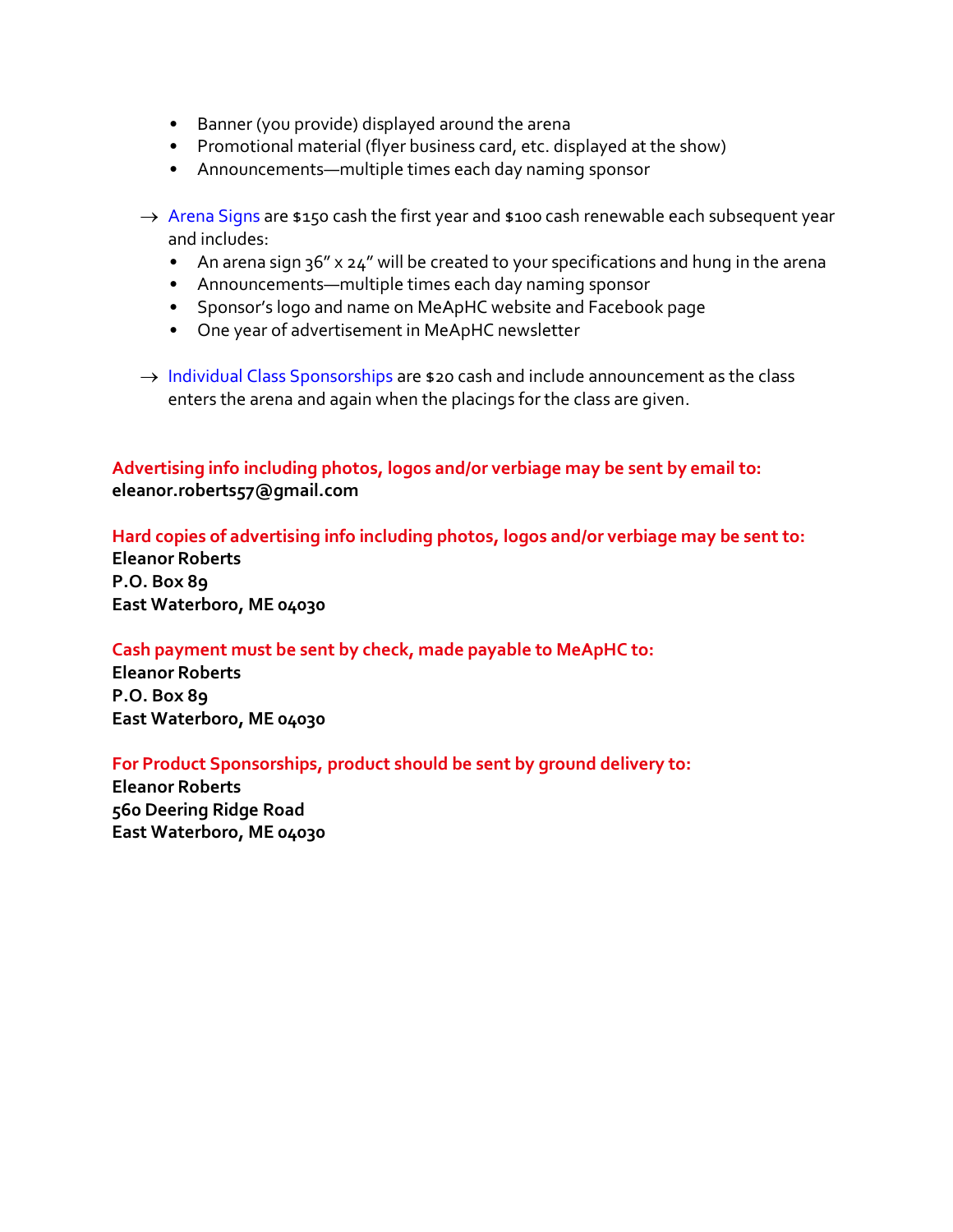- Banner (you provide) displayed around the arena
- Promotional material (flyer business card, etc. displayed at the show)
- Announcements—multiple times each day naming sponsor

→ Arena Signs are $150 cash the first year and $100 cash renewable each subsequent year and includes:

- An arena sign 36" x 24" will be created to your specifications and hung in the arena
- Announcements—multiple times each day naming sponsor
- Sponsor's logo and name on MeApHC website and Facebook page
- One year of advertisement in MeApHC newsletter

→ Individual Class Sponsorships are $20 cash and include announcement as the class enters the arena and again when the placings for the class are given.

**Advertising info including photos, logos and/or verbiage may be sent by email to:**
**eleanor.roberts57@gmail.com**

**Hard copies of advertising info including photos, logos and/or verbiage may be sent to:**
**Eleanor Roberts**
**P.O. Box 89**
**East Waterboro, ME 04030**

**Cash payment must be sent by check, made payable to MeApHC to:**
**Eleanor Roberts**
**P.O. Box 89**
**East Waterboro, ME 04030**

**For Product Sponsorships, product should be sent by ground delivery to:**
**Eleanor Roberts**
**560 Deering Ridge Road**
**East Waterboro, ME 04030**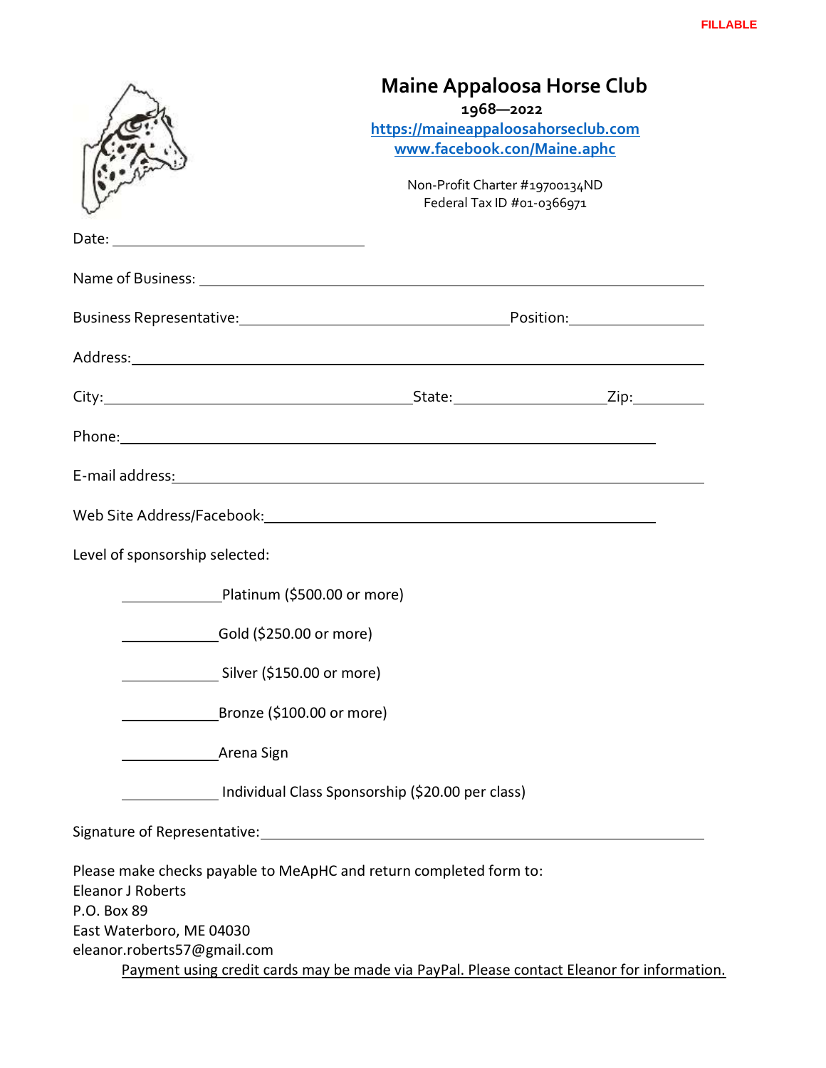FILLABLE

# Maine Appaloosa Horse Club

**1968—2022**

**https://maineappaloosahorseclub.com**

**www.facebook.com/Maine.aphc**

Non-Profit Charter #19700134ND

Federal Tax ID #01-0366971

Date: ____________________________

Name of Business: ____________________________________________________________

Business Representative: ______________________________ Position: ______________

Address: ____________________________________________________________

City: ________________________________ State: ______________ Zip: ________

Phone: ____________________________________________________________

E-mail address: ____________________________________________________________

Web Site Address/Facebook: ____________________________________________

Level of sponsorship selected:

__________ Platinum ($500.00 or more)

__________ Gold ($250.00 or more)

__________ Silver ($150.00 or more)

__________ Bronze ($100.00 or more)

__________ Arena Sign

__________ Individual Class Sponsorship ($20.00 per class)

Signature of Representative: ____________________________________________

Please make checks payable to MeApHC and return completed form to:
Eleanor J Roberts
P.O. Box 89
East Waterboro, ME 04030
eleanor.roberts57@gmail.com

Payment using credit cards may be made via PayPal. Please contact Eleanor for information.